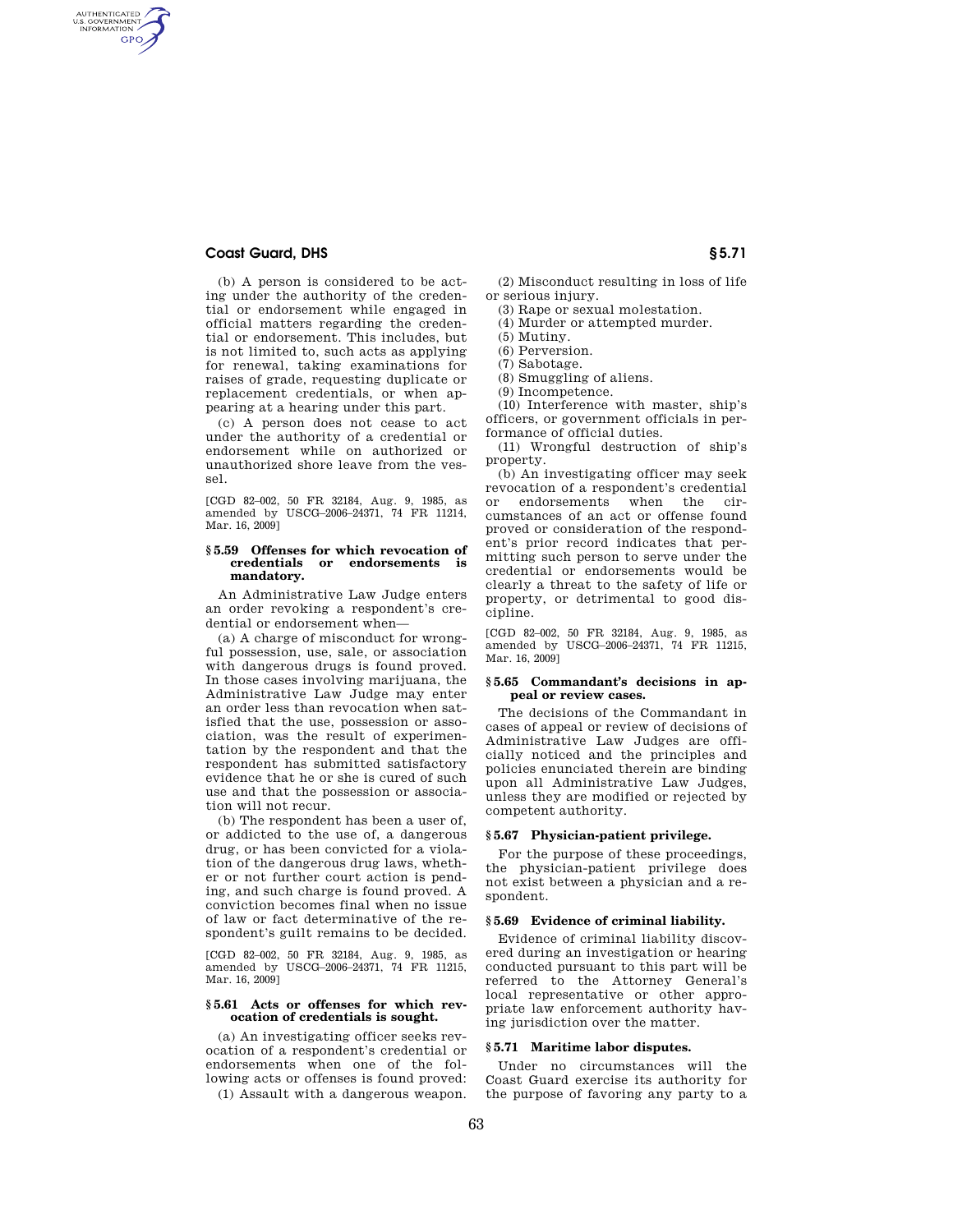(b) A person is considered to be acting under the authority of the credential or endorsement while engaged in official matters regarding the credential or endorsement. This includes, but is not limited to, such acts as applying for renewal, taking examinations for raises of grade, requesting duplicate or replacement credentials, or when appearing at a hearing under this part.

(c) A person does not cease to act under the authority of a credential or endorsement while on authorized or unauthorized shore leave from the vessel.

[CGD 82–002, 50 FR 32184, Aug. 9, 1985, as amended by USCG–2006–24371, 74 FR 11214, Mar. 16, 2009]

### § 5.59 Offenses for which revocation of credentials or endorsements is mandatory.

An Administrative Law Judge enters an order revoking a respondent's credential or endorsement when—

(a) A charge of misconduct for wrongful possession, use, sale, or association with dangerous drugs is found proved. In those cases involving marijuana, the Administrative Law Judge may enter an order less than revocation when satisfied that the use, possession or association, was the result of experimentation by the respondent and that the respondent has submitted satisfactory evidence that he or she is cured of such use and that the possession or association will not recur.

(b) The respondent has been a user of, or addicted to the use of, a dangerous drug, or has been convicted for a violation of the dangerous drug laws, whether or not further court action is pending, and such charge is found proved. A conviction becomes final when no issue of law or fact determinative of the respondent's guilt remains to be decided.

[CGD 82–002, 50 FR 32184, Aug. 9, 1985, as amended by USCG–2006–24371, 74 FR 11215, Mar. 16, 2009]

### § 5.61 Acts or offenses for which revocation of credentials is sought.

(a) An investigating officer seeks revocation of a respondent's credential or endorsements when one of the following acts or offenses is found proved:

(1) Assault with a dangerous weapon.

(2) Misconduct resulting in loss of life or serious injury.

(3) Rape or sexual molestation.

(4) Murder or attempted murder.

(5) Mutiny.

(6) Perversion.

(7) Sabotage.

(8) Smuggling of aliens.

(9) Incompetence.

(10) Interference with master, ship's officers, or government officials in performance of official duties.

(11) Wrongful destruction of ship's property.

(b) An investigating officer may seek revocation of a respondent's credential or endorsements when the circumstances of an act or offense found proved or consideration of the respondent's prior record indicates that permitting such person to serve under the credential or endorsements would be clearly a threat to the safety of life or property, or detrimental to good discipline.

[CGD 82–002, 50 FR 32184, Aug. 9, 1985, as amended by USCG–2006–24371, 74 FR 11215, Mar. 16, 2009]

### § 5.65 Commandant's decisions in appeal or review cases.

The decisions of the Commandant in cases of appeal or review of decisions of Administrative Law Judges are officially noticed and the principles and policies enunciated therein are binding upon all Administrative Law Judges, unless they are modified or rejected by competent authority.

### § 5.67 Physician-patient privilege.

For the purpose of these proceedings, the physician-patient privilege does not exist between a physician and a respondent.

### § 5.69 Evidence of criminal liability.

Evidence of criminal liability discovered during an investigation or hearing conducted pursuant to this part will be referred to the Attorney General's local representative or other appropriate law enforcement authority having jurisdiction over the matter.

### § 5.71 Maritime labor disputes.

Under no circumstances will the Coast Guard exercise its authority for the purpose of favoring any party to a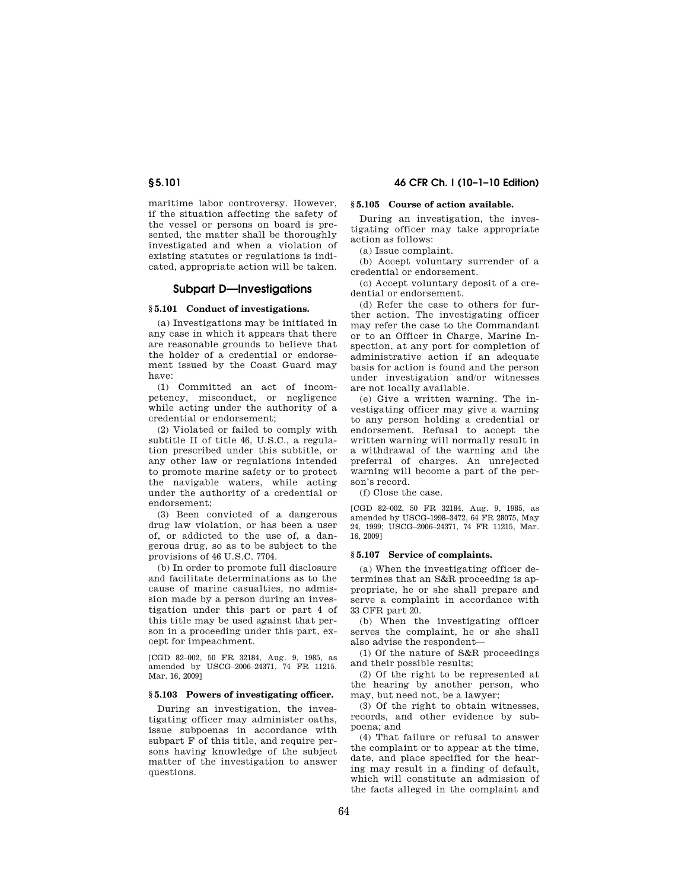maritime labor controversy. However, if the situation affecting the safety of the vessel or persons on board is presented, the matter shall be thoroughly investigated and when a violation of existing statutes or regulations is indicated, appropriate action will be taken.

## Subpart D—Investigations

### § 5.101 Conduct of investigations.

(a) Investigations may be initiated in any case in which it appears that there are reasonable grounds to believe that the holder of a credential or endorsement issued by the Coast Guard may have:

(1) Committed an act of incompetency, misconduct, or negligence while acting under the authority of a credential or endorsement;

(2) Violated or failed to comply with subtitle II of title 46, U.S.C., a regulation prescribed under this subtitle, or any other law or regulations intended to promote marine safety or to protect the navigable waters, while acting under the authority of a credential or endorsement;

(3) Been convicted of a dangerous drug law violation, or has been a user of, or addicted to the use of, a dangerous drug, so as to be subject to the provisions of 46 U.S.C. 7704.

(b) In order to promote full disclosure and facilitate determinations as to the cause of marine casualties, no admission made by a person during an investigation under this part or part 4 of this title may be used against that person in a proceeding under this part, except for impeachment.

[CGD 82–002, 50 FR 32184, Aug. 9, 1985, as amended by USCG–2006–24371, 74 FR 11215, Mar. 16, 2009]

### § 5.103 Powers of investigating officer.

During an investigation, the investigating officer may administer oaths, issue subpoenas in accordance with subpart F of this title, and require persons having knowledge of the subject matter of the investigation to answer questions.

### § 5.105 Course of action available.

During an investigation, the investigating officer may take appropriate action as follows:

(a) Issue complaint.

(b) Accept voluntary surrender of a credential or endorsement.

(c) Accept voluntary deposit of a credential or endorsement.

(d) Refer the case to others for further action. The investigating officer may refer the case to the Commandant or to an Officer in Charge, Marine Inspection, at any port for completion of administrative action if an adequate basis for action is found and the person under investigation and/or witnesses are not locally available.

(e) Give a written warning. The investigating officer may give a warning to any person holding a credential or endorsement. Refusal to accept the written warning will normally result in a withdrawal of the warning and the preferral of charges. An unrejected warning will become a part of the person's record.

(f) Close the case.

[CGD 82–002, 50 FR 32184, Aug. 9, 1985, as amended by USCG–1998–3472, 64 FR 28075, May 24, 1999; USCG–2006–24371, 74 FR 11215, Mar. 16, 2009]

### § 5.107 Service of complaints.

(a) When the investigating officer determines that an S&R proceeding is appropriate, he or she shall prepare and serve a complaint in accordance with 33 CFR part 20.

(b) When the investigating officer serves the complaint, he or she shall also advise the respondent—

(1) Of the nature of S&R proceedings and their possible results;

(2) Of the right to be represented at the hearing by another person, who may, but need not, be a lawyer;

(3) Of the right to obtain witnesses, records, and other evidence by subpoena; and

(4) That failure or refusal to answer the complaint or to appear at the time, date, and place specified for the hearing may result in a finding of default, which will constitute an admission of the facts alleged in the complaint and